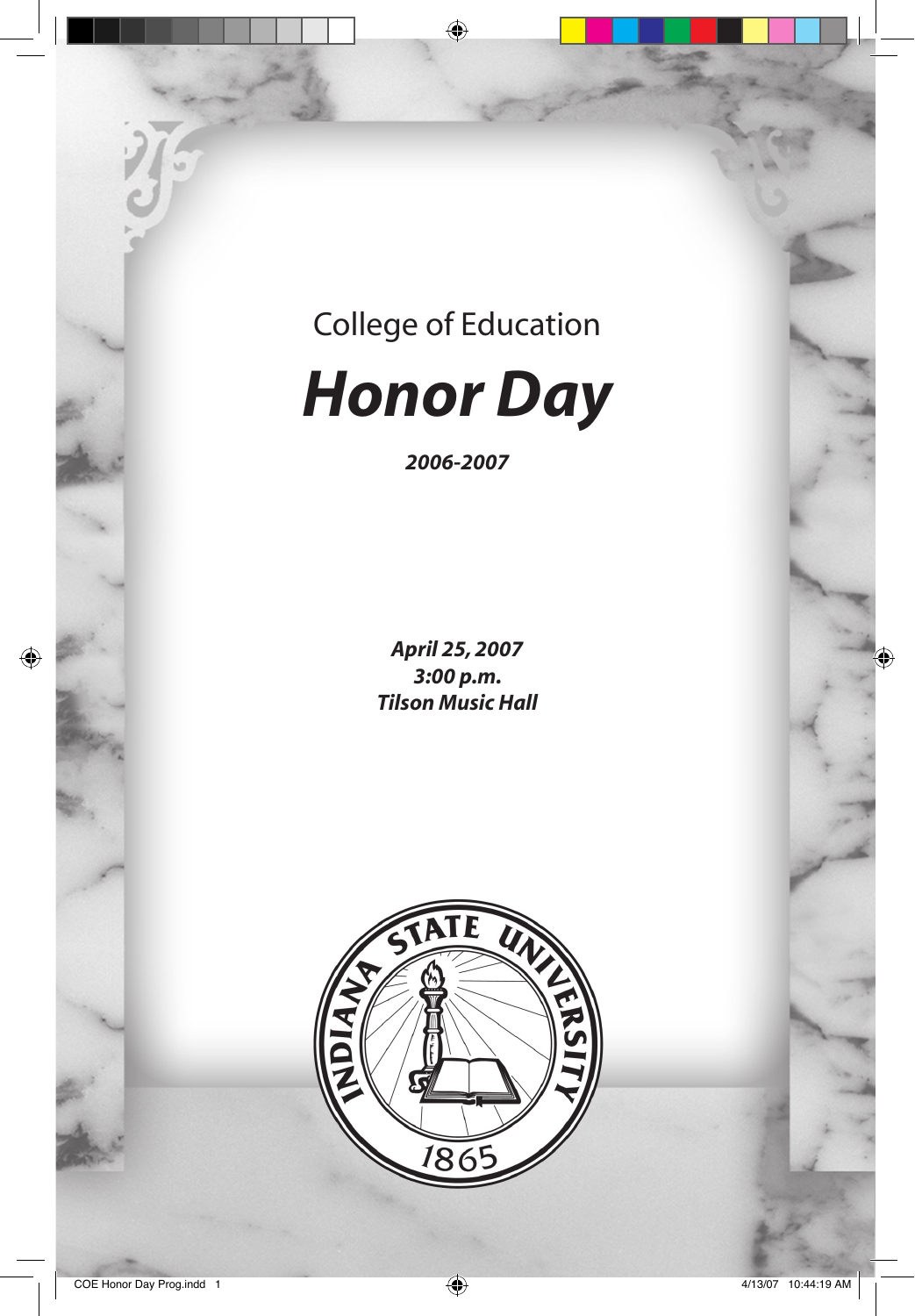College of Education

# *Honor Day*

***2006-2007***

***April 25, 2007***
***3:00 p.m.***
***Tilson Music Hall***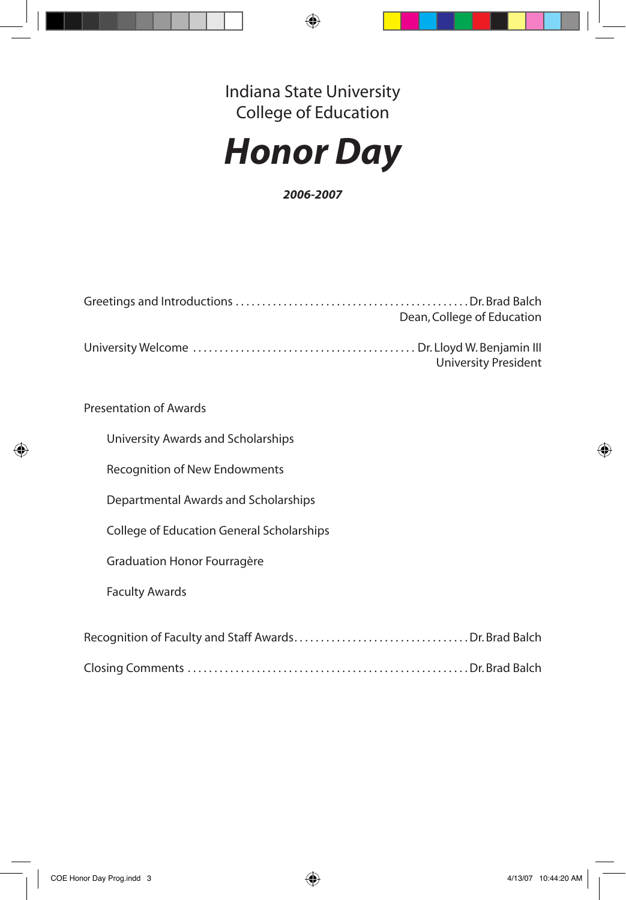Indiana State University
College of Education

# *Honor Day*

***2006-2007***

Greetings and Introductions . . . . . . . . . . . . . . . . . . . . . . . . . . . . . . . . . . . . . . . . . . . Dr. Brad Balch
Dean, College of Education

University Welcome . . . . . . . . . . . . . . . . . . . . . . . . . . . . . . . . . . . . . . . . . Dr. Lloyd W. Benjamin III
University President

Presentation of Awards

- University Awards and Scholarships
- Recognition of New Endowments
- Departmental Awards and Scholarships
- College of Education General Scholarships
- Graduation Honor Fourragère
- Faculty Awards

Recognition of Faculty and Staff Awards. . . . . . . . . . . . . . . . . . . . . . . . . . . . . . . . Dr. Brad Balch

Closing Comments . . . . . . . . . . . . . . . . . . . . . . . . . . . . . . . . . . . . . . . . . . . . . . . . . . . Dr. Brad Balch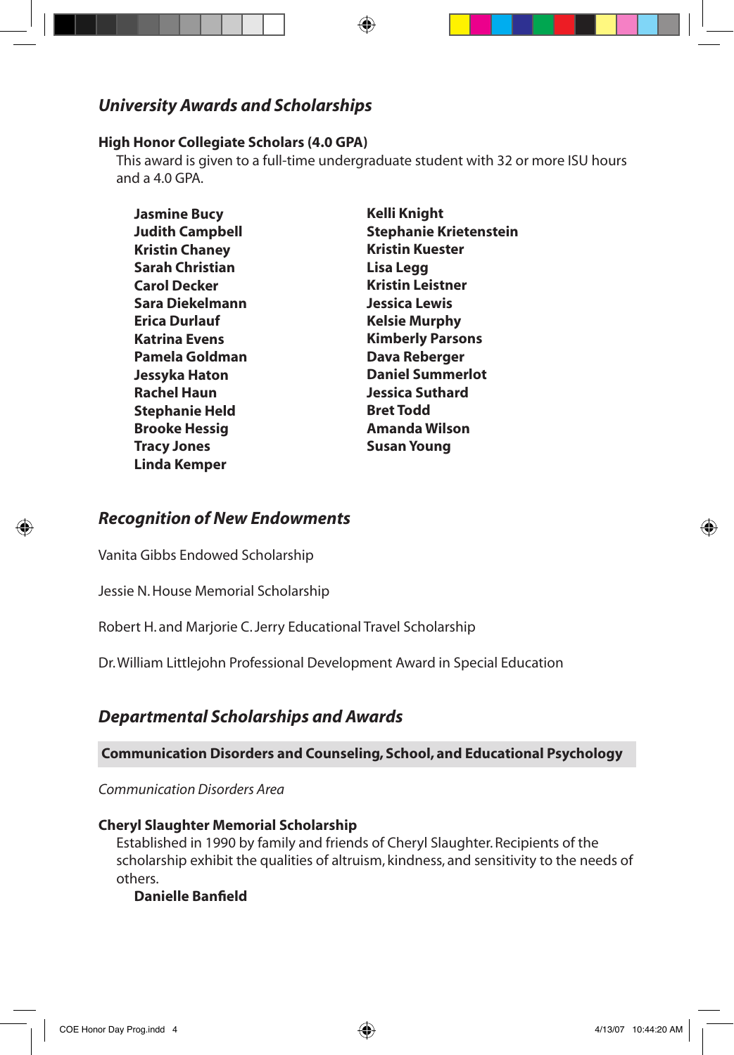## *University Awards and Scholarships*

**High Honor Collegiate Scholars (4.0 GPA)**

This award is given to a full-time undergraduate student with 32 or more ISU hours and a 4.0 GPA.

**Jasmine Bucy**
**Judith Campbell**
**Kristin Chaney**
**Sarah Christian**
**Carol Decker**
**Sara Diekelmann**
**Erica Durlauf**
**Katrina Evens**
**Pamela Goldman**
**Jessyka Haton**
**Rachel Haun**
**Stephanie Held**
**Brooke Hessig**
**Tracy Jones**
**Linda Kemper**
**Kelli Knight**
**Stephanie Krietenstein**
**Kristin Kuester**
**Lisa Legg**
**Kristin Leistner**
**Jessica Lewis**
**Kelsie Murphy**
**Kimberly Parsons**
**Dava Reberger**
**Daniel Summerlot**
**Jessica Suthard**
**Bret Todd**
**Amanda Wilson**
**Susan Young**

## *Recognition of New Endowments*

Vanita Gibbs Endowed Scholarship

Jessie N. House Memorial Scholarship

Robert H. and Marjorie C. Jerry Educational Travel Scholarship

Dr. William Littlejohn Professional Development Award in Special Education

## *Departmental Scholarships and Awards*

### Communication Disorders and Counseling, School, and Educational Psychology

*Communication Disorders Area*

**Cheryl Slaughter Memorial Scholarship**

Established in 1990 by family and friends of Cheryl Slaughter. Recipients of the scholarship exhibit the qualities of altruism, kindness, and sensitivity to the needs of others.

**Danielle Banfield**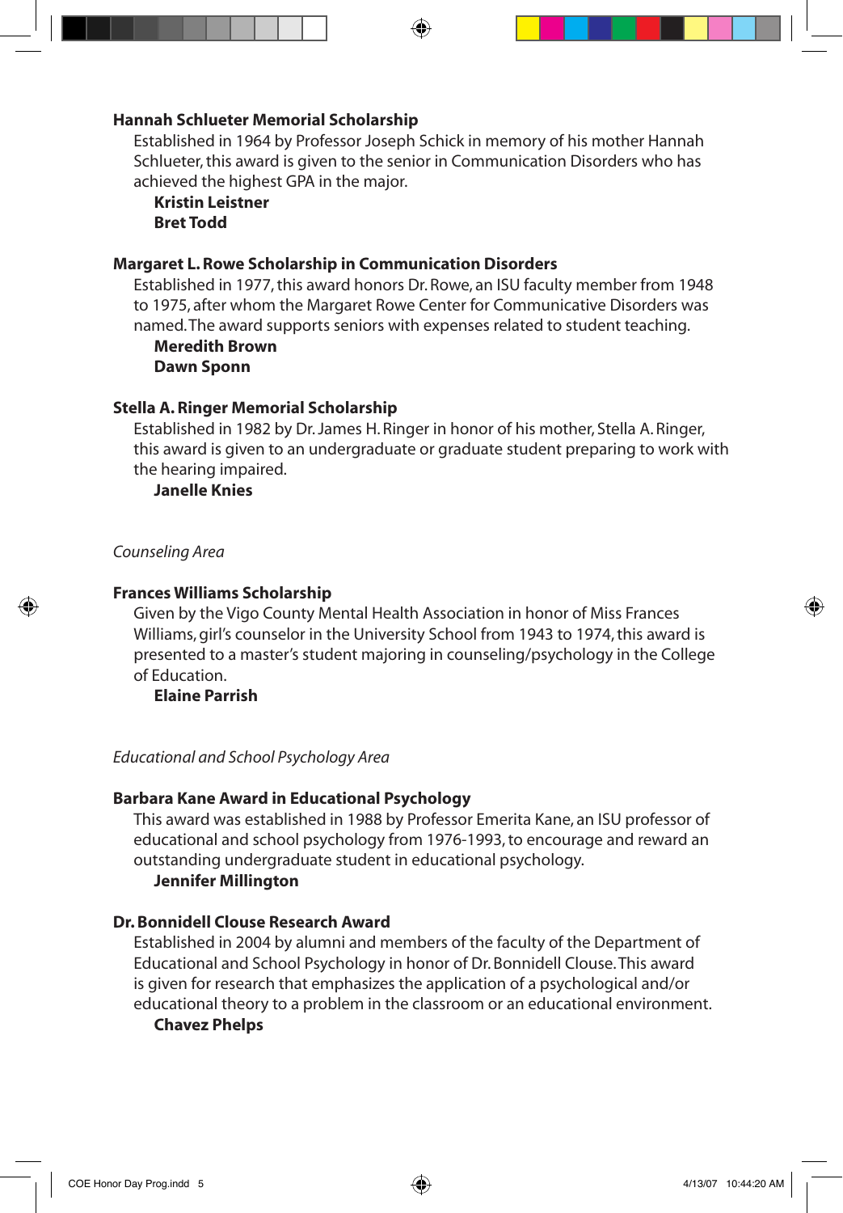**Hannah Schlueter Memorial Scholarship**

Established in 1964 by Professor Joseph Schick in memory of his mother Hannah Schlueter, this award is given to the senior in Communication Disorders who has achieved the highest GPA in the major.

**Kristin Leistner**
**Bret Todd**

**Margaret L. Rowe Scholarship in Communication Disorders**

Established in 1977, this award honors Dr. Rowe, an ISU faculty member from 1948 to 1975, after whom the Margaret Rowe Center for Communicative Disorders was named. The award supports seniors with expenses related to student teaching.

**Meredith Brown**
**Dawn Sponn**

**Stella A. Ringer Memorial Scholarship**

Established in 1982 by Dr. James H. Ringer in honor of his mother, Stella A. Ringer, this award is given to an undergraduate or graduate student preparing to work with the hearing impaired.

**Janelle Knies**

*Counseling Area*

**Frances Williams Scholarship**

Given by the Vigo County Mental Health Association in honor of Miss Frances Williams, girl's counselor in the University School from 1943 to 1974, this award is presented to a master's student majoring in counseling/psychology in the College of Education.

**Elaine Parrish**

*Educational and School Psychology Area*

**Barbara Kane Award in Educational Psychology**

This award was established in 1988 by Professor Emerita Kane, an ISU professor of educational and school psychology from 1976-1993, to encourage and reward an outstanding undergraduate student in educational psychology.

**Jennifer Millington**

**Dr. Bonnidell Clouse Research Award**

Established in 2004 by alumni and members of the faculty of the Department of Educational and School Psychology in honor of Dr. Bonnidell Clouse. This award is given for research that emphasizes the application of a psychological and/or educational theory to a problem in the classroom or an educational environment.

**Chavez Phelps**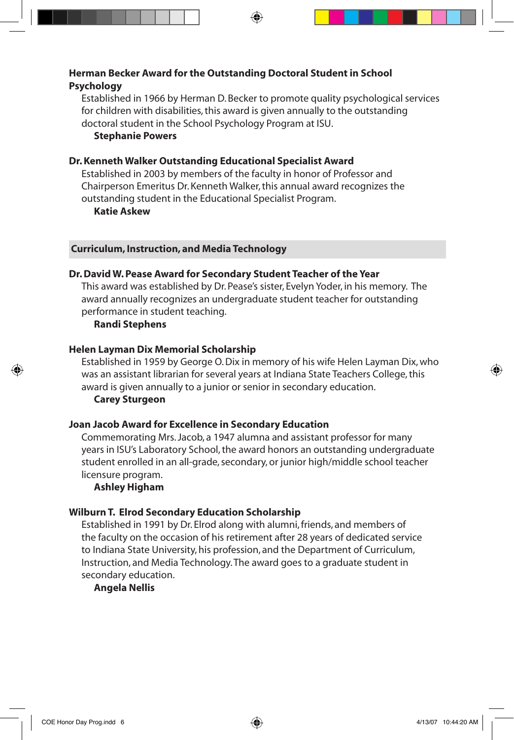**Herman Becker Award for the Outstanding Doctoral Student in School Psychology**

Established in 1966 by Herman D. Becker to promote quality psychological services for children with disabilities, this award is given annually to the outstanding doctoral student in the School Psychology Program at ISU.

**Stephanie Powers**

**Dr. Kenneth Walker Outstanding Educational Specialist Award**

Established in 2003 by members of the faculty in honor of Professor and Chairperson Emeritus Dr. Kenneth Walker, this annual award recognizes the outstanding student in the Educational Specialist Program.

**Katie Askew**

## Curriculum, Instruction, and Media Technology

**Dr. David W. Pease Award for Secondary Student Teacher of the Year**

This award was established by Dr. Pease's sister, Evelyn Yoder, in his memory. The award annually recognizes an undergraduate student teacher for outstanding performance in student teaching.

**Randi Stephens**

**Helen Layman Dix Memorial Scholarship**

Established in 1959 by George O. Dix in memory of his wife Helen Layman Dix, who was an assistant librarian for several years at Indiana State Teachers College, this award is given annually to a junior or senior in secondary education.

**Carey Sturgeon**

**Joan Jacob Award for Excellence in Secondary Education**

Commemorating Mrs. Jacob, a 1947 alumna and assistant professor for many years in ISU's Laboratory School, the award honors an outstanding undergraduate student enrolled in an all-grade, secondary, or junior high/middle school teacher licensure program.

**Ashley Higham**

**Wilburn T. Elrod Secondary Education Scholarship**

Established in 1991 by Dr. Elrod along with alumni, friends, and members of the faculty on the occasion of his retirement after 28 years of dedicated service to Indiana State University, his profession, and the Department of Curriculum, Instruction, and Media Technology. The award goes to a graduate student in secondary education.

**Angela Nellis**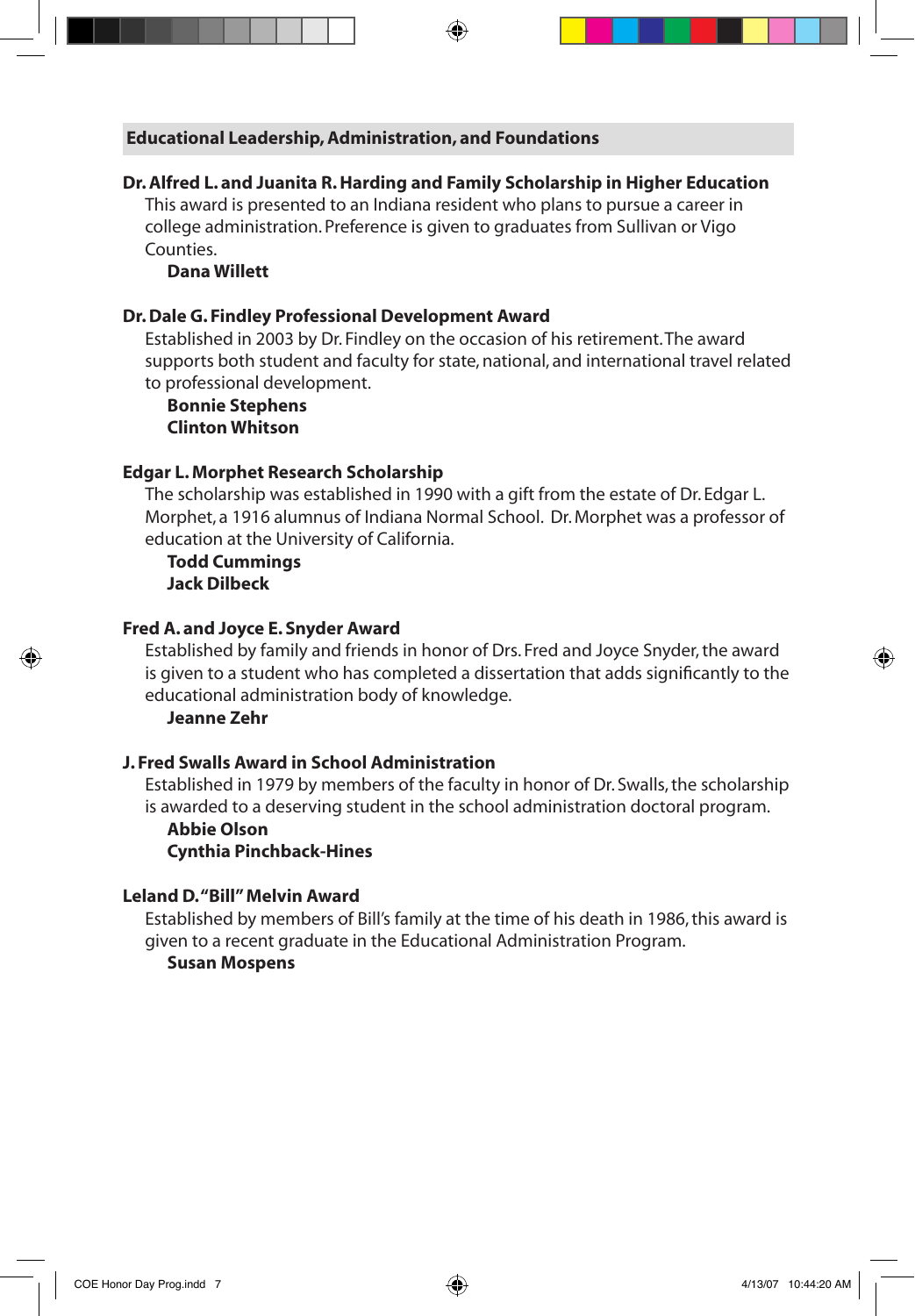## Educational Leadership, Administration, and Foundations

**Dr. Alfred L. and Juanita R. Harding and Family Scholarship in Higher Education**

This award is presented to an Indiana resident who plans to pursue a career in college administration. Preference is given to graduates from Sullivan or Vigo Counties.

**Dana Willett**

**Dr. Dale G. Findley Professional Development Award**

Established in 2003 by Dr. Findley on the occasion of his retirement. The award supports both student and faculty for state, national, and international travel related to professional development.

**Bonnie Stephens**
**Clinton Whitson**

**Edgar L. Morphet Research Scholarship**

The scholarship was established in 1990 with a gift from the estate of Dr. Edgar L. Morphet, a 1916 alumnus of Indiana Normal School. Dr. Morphet was a professor of education at the University of California.

**Todd Cummings**
**Jack Dilbeck**

**Fred A. and Joyce E. Snyder Award**

Established by family and friends in honor of Drs. Fred and Joyce Snyder, the award is given to a student who has completed a dissertation that adds significantly to the educational administration body of knowledge.

**Jeanne Zehr**

**J. Fred Swalls Award in School Administration**

Established in 1979 by members of the faculty in honor of Dr. Swalls, the scholarship is awarded to a deserving student in the school administration doctoral program.

**Abbie Olson**
**Cynthia Pinchback-Hines**

**Leland D. "Bill" Melvin Award**

Established by members of Bill's family at the time of his death in 1986, this award is given to a recent graduate in the Educational Administration Program.

**Susan Mospens**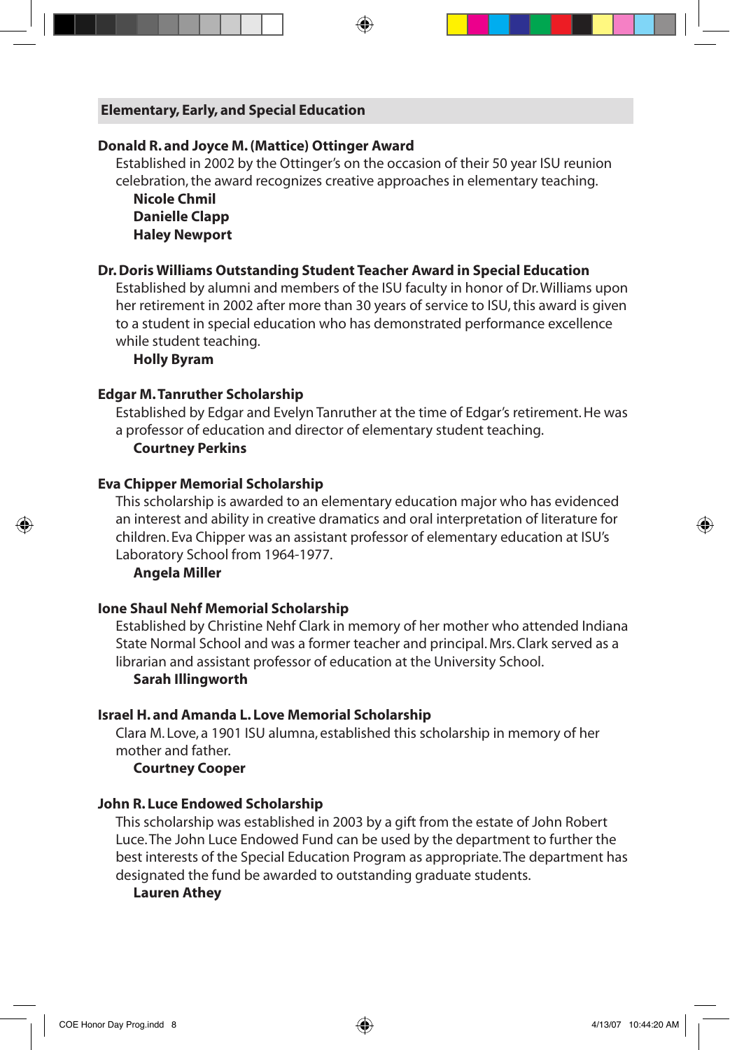## Elementary, Early, and Special Education

### Donald R. and Joyce M. (Mattice) Ottinger Award

Established in 2002 by the Ottinger's on the occasion of their 50 year ISU reunion celebration, the award recognizes creative approaches in elementary teaching.

**Nicole Chmil**
**Danielle Clapp**
**Haley Newport**

### Dr. Doris Williams Outstanding Student Teacher Award in Special Education

Established by alumni and members of the ISU faculty in honor of Dr. Williams upon her retirement in 2002 after more than 30 years of service to ISU, this award is given to a student in special education who has demonstrated performance excellence while student teaching.

**Holly Byram**

### Edgar M. Tanruther Scholarship

Established by Edgar and Evelyn Tanruther at the time of Edgar's retirement. He was a professor of education and director of elementary student teaching.

**Courtney Perkins**

### Eva Chipper Memorial Scholarship

This scholarship is awarded to an elementary education major who has evidenced an interest and ability in creative dramatics and oral interpretation of literature for children. Eva Chipper was an assistant professor of elementary education at ISU's Laboratory School from 1964-1977.

**Angela Miller**

### Ione Shaul Nehf Memorial Scholarship

Established by Christine Nehf Clark in memory of her mother who attended Indiana State Normal School and was a former teacher and principal. Mrs. Clark served as a librarian and assistant professor of education at the University School.

**Sarah Illingworth**

### Israel H. and Amanda L. Love Memorial Scholarship

Clara M. Love, a 1901 ISU alumna, established this scholarship in memory of her mother and father.

**Courtney Cooper**

### John R. Luce Endowed Scholarship

This scholarship was established in 2003 by a gift from the estate of John Robert Luce. The John Luce Endowed Fund can be used by the department to further the best interests of the Special Education Program as appropriate. The department has designated the fund be awarded to outstanding graduate students.

**Lauren Athey**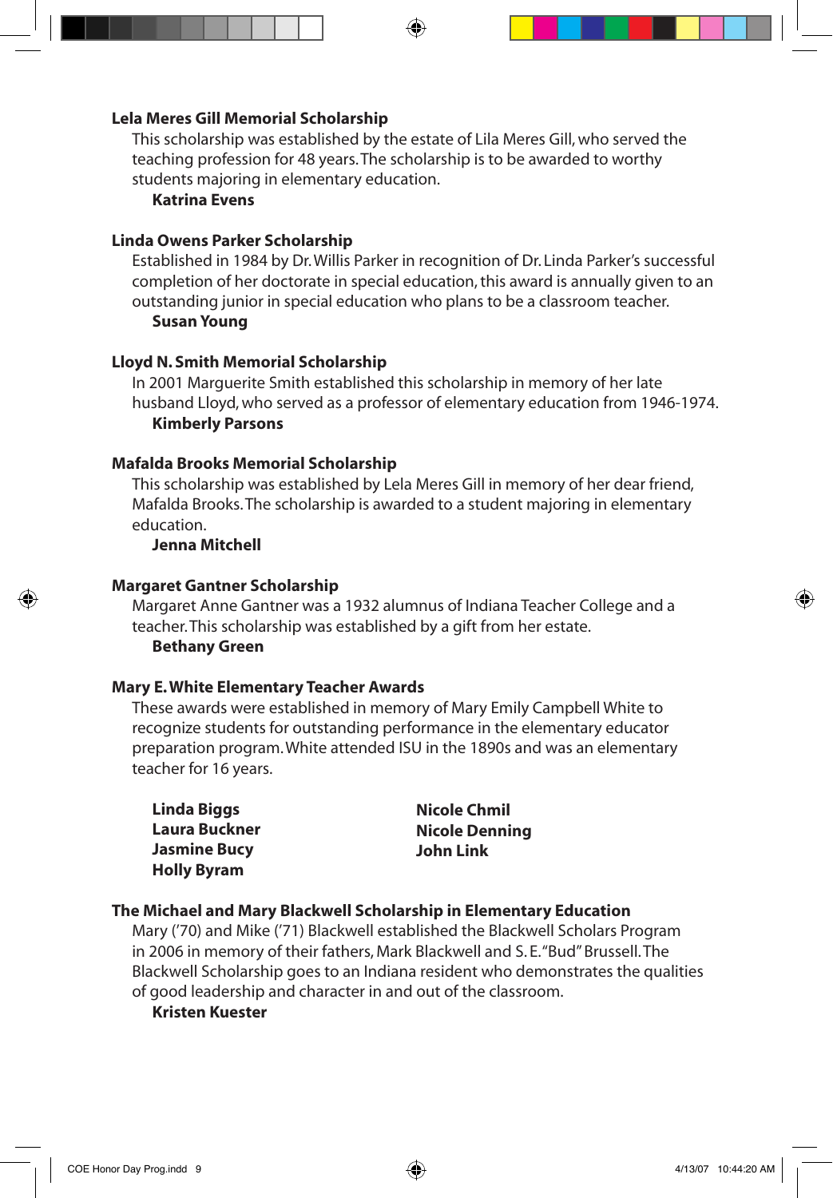### Lela Meres Gill Memorial Scholarship

This scholarship was established by the estate of Lila Meres Gill, who served the teaching profession for 48 years. The scholarship is to be awarded to worthy students majoring in elementary education.

**Katrina Evens**

### Linda Owens Parker Scholarship

Established in 1984 by Dr. Willis Parker in recognition of Dr. Linda Parker's successful completion of her doctorate in special education, this award is annually given to an outstanding junior in special education who plans to be a classroom teacher.

**Susan Young**

### Lloyd N. Smith Memorial Scholarship

In 2001 Marguerite Smith established this scholarship in memory of her late husband Lloyd, who served as a professor of elementary education from 1946-1974.

**Kimberly Parsons**

### Mafalda Brooks Memorial Scholarship

This scholarship was established by Lela Meres Gill in memory of her dear friend, Mafalda Brooks. The scholarship is awarded to a student majoring in elementary education.

**Jenna Mitchell**

### Margaret Gantner Scholarship

Margaret Anne Gantner was a 1932 alumnus of Indiana Teacher College and a teacher. This scholarship was established by a gift from her estate.

**Bethany Green**

### Mary E. White Elementary Teacher Awards

These awards were established in memory of Mary Emily Campbell White to recognize students for outstanding performance in the elementary educator preparation program. White attended ISU in the 1890s and was an elementary teacher for 16 years.

**Linda Biggs**
**Laura Buckner**
**Jasmine Bucy**
**Holly Byram**
**Nicole Chmil**
**Nicole Denning**
**John Link**

### The Michael and Mary Blackwell Scholarship in Elementary Education

Mary ('70) and Mike ('71) Blackwell established the Blackwell Scholars Program in 2006 in memory of their fathers, Mark Blackwell and S. E. "Bud" Brussell. The Blackwell Scholarship goes to an Indiana resident who demonstrates the qualities of good leadership and character in and out of the classroom.

**Kristen Kuester**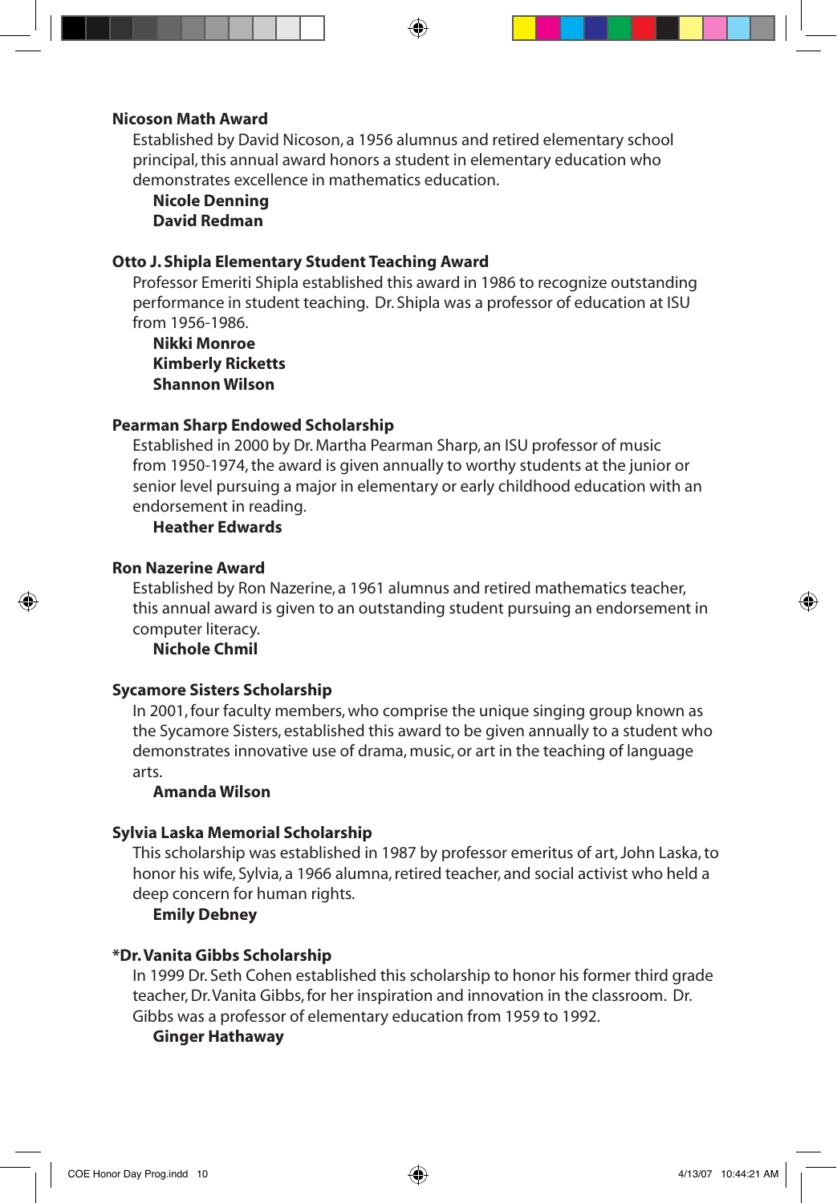**Nicoson Math Award**

Established by David Nicoson, a 1956 alumnus and retired elementary school principal, this annual award honors a student in elementary education who demonstrates excellence in mathematics education.

**Nicole Denning**
**David Redman**

**Otto J. Shipla Elementary Student Teaching Award**

Professor Emeriti Shipla established this award in 1986 to recognize outstanding performance in student teaching. Dr. Shipla was a professor of education at ISU from 1956-1986.

**Nikki Monroe**
**Kimberly Ricketts**
**Shannon Wilson**

**Pearman Sharp Endowed Scholarship**

Established in 2000 by Dr. Martha Pearman Sharp, an ISU professor of music from 1950-1974, the award is given annually to worthy students at the junior or senior level pursuing a major in elementary or early childhood education with an endorsement in reading.

**Heather Edwards**

**Ron Nazerine Award**

Established by Ron Nazerine, a 1961 alumnus and retired mathematics teacher, this annual award is given to an outstanding student pursuing an endorsement in computer literacy.

**Nichole Chmil**

**Sycamore Sisters Scholarship**

In 2001, four faculty members, who comprise the unique singing group known as the Sycamore Sisters, established this award to be given annually to a student who demonstrates innovative use of drama, music, or art in the teaching of language arts.

**Amanda Wilson**

**Sylvia Laska Memorial Scholarship**

This scholarship was established in 1987 by professor emeritus of art, John Laska, to honor his wife, Sylvia, a 1966 alumna, retired teacher, and social activist who held a deep concern for human rights.

**Emily Debney**

**\*Dr. Vanita Gibbs Scholarship**

In 1999 Dr. Seth Cohen established this scholarship to honor his former third grade teacher, Dr. Vanita Gibbs, for her inspiration and innovation in the classroom. Dr. Gibbs was a professor of elementary education from 1959 to 1992.

**Ginger Hathaway**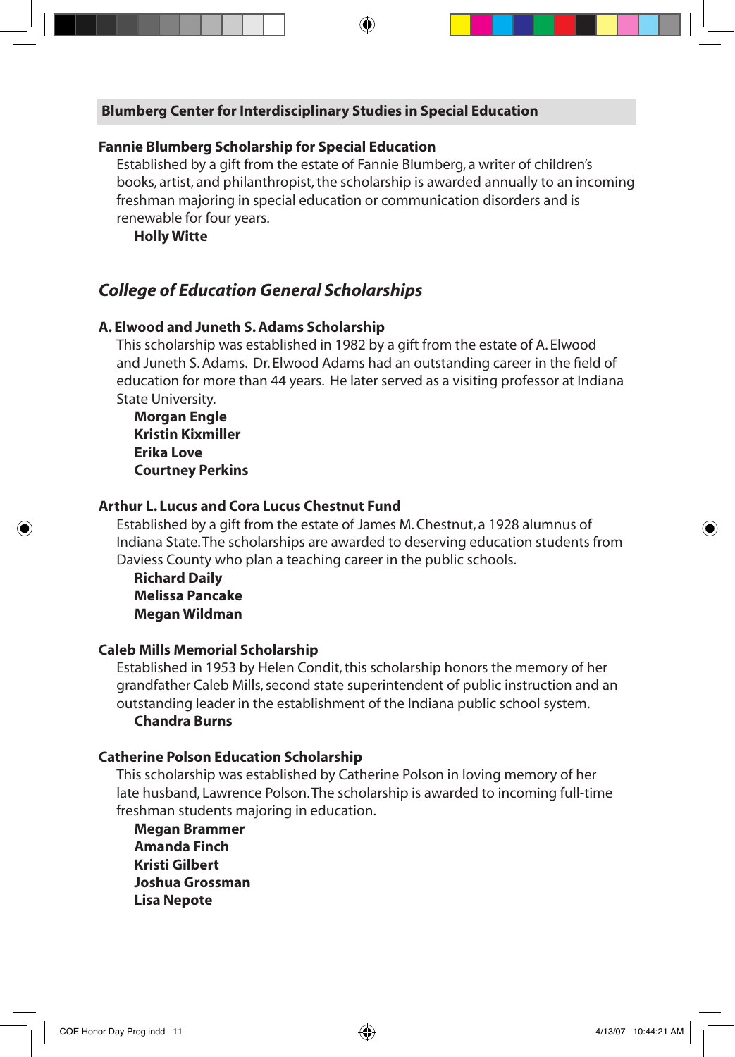## Blumberg Center for Interdisciplinary Studies in Special Education

### Fannie Blumberg Scholarship for Special Education

Established by a gift from the estate of Fannie Blumberg, a writer of children's books, artist, and philanthropist, the scholarship is awarded annually to an incoming freshman majoring in special education or communication disorders and is renewable for four years.

**Holly Witte**

## *College of Education General Scholarships*

### A. Elwood and Juneth S. Adams Scholarship

This scholarship was established in 1982 by a gift from the estate of A. Elwood and Juneth S. Adams. Dr. Elwood Adams had an outstanding career in the field of education for more than 44 years. He later served as a visiting professor at Indiana State University.

**Morgan Engle**
**Kristin Kixmiller**
**Erika Love**
**Courtney Perkins**

### Arthur L. Lucus and Cora Lucus Chestnut Fund

Established by a gift from the estate of James M. Chestnut, a 1928 alumnus of Indiana State. The scholarships are awarded to deserving education students from Daviess County who plan a teaching career in the public schools.

**Richard Daily**
**Melissa Pancake**
**Megan Wildman**

### Caleb Mills Memorial Scholarship

Established in 1953 by Helen Condit, this scholarship honors the memory of her grandfather Caleb Mills, second state superintendent of public instruction and an outstanding leader in the establishment of the Indiana public school system.

**Chandra Burns**

### Catherine Polson Education Scholarship

This scholarship was established by Catherine Polson in loving memory of her late husband, Lawrence Polson. The scholarship is awarded to incoming full-time freshman students majoring in education.

**Megan Brammer**
**Amanda Finch**
**Kristi Gilbert**
**Joshua Grossman**
**Lisa Nepote**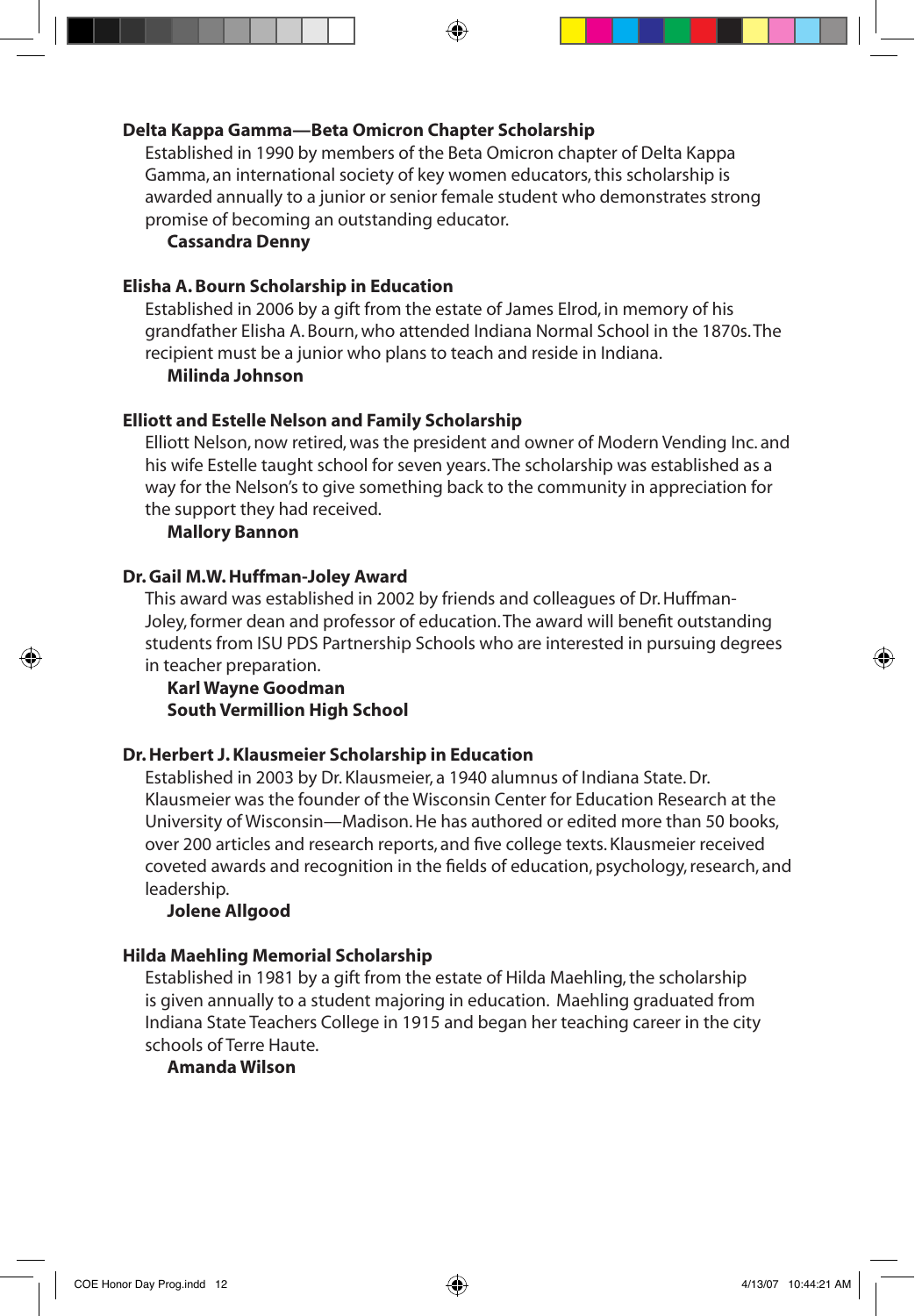**Delta Kappa Gamma—Beta Omicron Chapter Scholarship**

Established in 1990 by members of the Beta Omicron chapter of Delta Kappa Gamma, an international society of key women educators, this scholarship is awarded annually to a junior or senior female student who demonstrates strong promise of becoming an outstanding educator.

**Cassandra Denny**

**Elisha A. Bourn Scholarship in Education**

Established in 2006 by a gift from the estate of James Elrod, in memory of his grandfather Elisha A. Bourn, who attended Indiana Normal School in the 1870s. The recipient must be a junior who plans to teach and reside in Indiana.

**Milinda Johnson**

**Elliott and Estelle Nelson and Family Scholarship**

Elliott Nelson, now retired, was the president and owner of Modern Vending Inc. and his wife Estelle taught school for seven years. The scholarship was established as a way for the Nelson's to give something back to the community in appreciation for the support they had received.

**Mallory Bannon**

**Dr. Gail M.W. Huffman-Joley Award**

This award was established in 2002 by friends and colleagues of Dr. Huffman-Joley, former dean and professor of education. The award will benefit outstanding students from ISU PDS Partnership Schools who are interested in pursuing degrees in teacher preparation.

**Karl Wayne Goodman**
**South Vermillion High School**

**Dr. Herbert J. Klausmeier Scholarship in Education**

Established in 2003 by Dr. Klausmeier, a 1940 alumnus of Indiana State. Dr. Klausmeier was the founder of the Wisconsin Center for Education Research at the University of Wisconsin—Madison. He has authored or edited more than 50 books, over 200 articles and research reports, and five college texts. Klausmeier received coveted awards and recognition in the fields of education, psychology, research, and leadership.

**Jolene Allgood**

**Hilda Maehling Memorial Scholarship**

Established in 1981 by a gift from the estate of Hilda Maehling, the scholarship is given annually to a student majoring in education. Maehling graduated from Indiana State Teachers College in 1915 and began her teaching career in the city schools of Terre Haute.

**Amanda Wilson**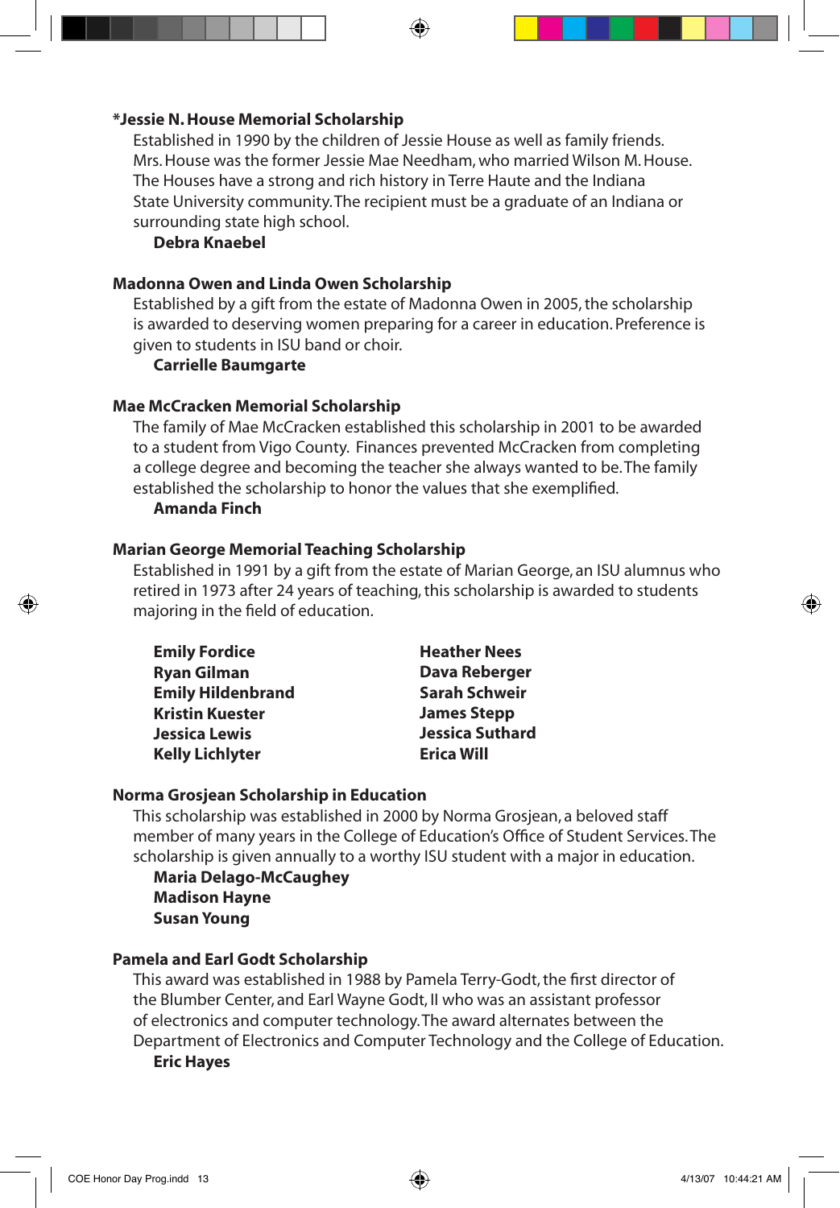**\*Jessie N. House Memorial Scholarship**

Established in 1990 by the children of Jessie House as well as family friends. Mrs. House was the former Jessie Mae Needham, who married Wilson M. House. The Houses have a strong and rich history in Terre Haute and the Indiana State University community. The recipient must be a graduate of an Indiana or surrounding state high school.

**Debra Knaebel**

**Madonna Owen and Linda Owen Scholarship**

Established by a gift from the estate of Madonna Owen in 2005, the scholarship is awarded to deserving women preparing for a career in education. Preference is given to students in ISU band or choir.

**Carrielle Baumgarte**

**Mae McCracken Memorial Scholarship**

The family of Mae McCracken established this scholarship in 2001 to be awarded to a student from Vigo County. Finances prevented McCracken from completing a college degree and becoming the teacher she always wanted to be. The family established the scholarship to honor the values that she exemplified.

**Amanda Finch**

**Marian George Memorial Teaching Scholarship**

Established in 1991 by a gift from the estate of Marian George, an ISU alumnus who retired in 1973 after 24 years of teaching, this scholarship is awarded to students majoring in the field of education.

**Emily Fordice**
**Ryan Gilman**
**Emily Hildenbrand**
**Kristin Kuester**
**Jessica Lewis**
**Kelly Lichlyter**
**Heather Nees**
**Dava Reberger**
**Sarah Schweir**
**James Stepp**
**Jessica Suthard**
**Erica Will**

**Norma Grosjean Scholarship in Education**

This scholarship was established in 2000 by Norma Grosjean, a beloved staff member of many years in the College of Education's Office of Student Services. The scholarship is given annually to a worthy ISU student with a major in education.

**Maria Delago-McCaughey**
**Madison Hayne**
**Susan Young**

**Pamela and Earl Godt Scholarship**

This award was established in 1988 by Pamela Terry-Godt, the first director of the Blumber Center, and Earl Wayne Godt, II who was an assistant professor of electronics and computer technology. The award alternates between the Department of Electronics and Computer Technology and the College of Education.

**Eric Hayes**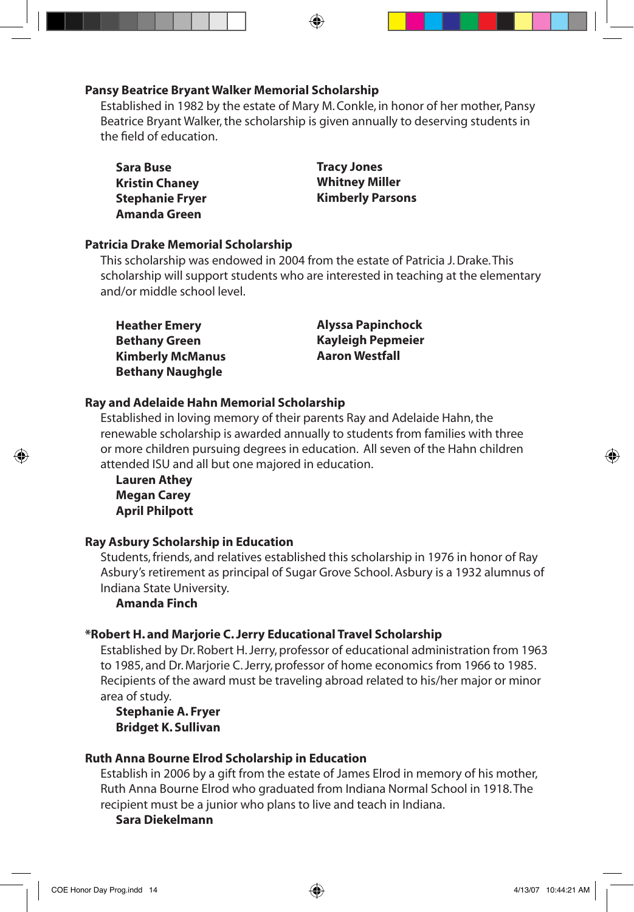**Pansy Beatrice Bryant Walker Memorial Scholarship**

Established in 1982 by the estate of Mary M. Conkle, in honor of her mother, Pansy Beatrice Bryant Walker, the scholarship is given annually to deserving students in the field of education.

**Sara Buse**
**Kristin Chaney**
**Stephanie Fryer**
**Amanda Green**
**Tracy Jones**
**Whitney Miller**
**Kimberly Parsons**

**Patricia Drake Memorial Scholarship**

This scholarship was endowed in 2004 from the estate of Patricia J. Drake. This scholarship will support students who are interested in teaching at the elementary and/or middle school level.

**Heather Emery**
**Bethany Green**
**Kimberly McManus**
**Bethany Naughgle**
**Alyssa Papinchock**
**Kayleigh Pepmeier**
**Aaron Westfall**

**Ray and Adelaide Hahn Memorial Scholarship**

Established in loving memory of their parents Ray and Adelaide Hahn, the renewable scholarship is awarded annually to students from families with three or more children pursuing degrees in education. All seven of the Hahn children attended ISU and all but one majored in education.

**Lauren Athey**
**Megan Carey**
**April Philpott**

**Ray Asbury Scholarship in Education**

Students, friends, and relatives established this scholarship in 1976 in honor of Ray Asbury's retirement as principal of Sugar Grove School. Asbury is a 1932 alumnus of Indiana State University.

**Amanda Finch**

**\*Robert H. and Marjorie C. Jerry Educational Travel Scholarship**

Established by Dr. Robert H. Jerry, professor of educational administration from 1963 to 1985, and Dr. Marjorie C. Jerry, professor of home economics from 1966 to 1985. Recipients of the award must be traveling abroad related to his/her major or minor area of study.

**Stephanie A. Fryer**
**Bridget K. Sullivan**

**Ruth Anna Bourne Elrod Scholarship in Education**

Establish in 2006 by a gift from the estate of James Elrod in memory of his mother, Ruth Anna Bourne Elrod who graduated from Indiana Normal School in 1918. The recipient must be a junior who plans to live and teach in Indiana.

**Sara Diekelmann**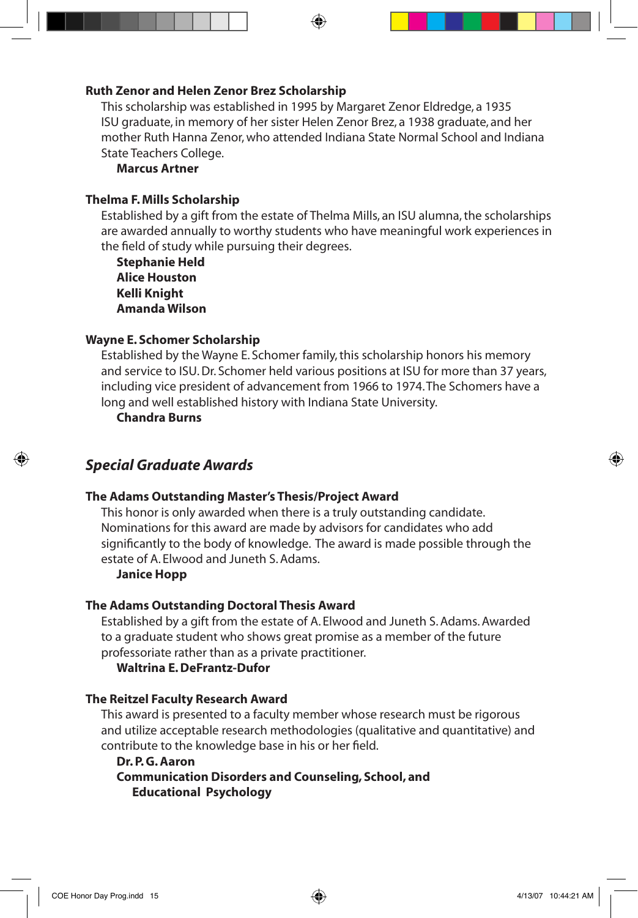**Ruth Zenor and Helen Zenor Brez Scholarship**

This scholarship was established in 1995 by Margaret Zenor Eldredge, a 1935 ISU graduate, in memory of her sister Helen Zenor Brez, a 1938 graduate, and her mother Ruth Hanna Zenor, who attended Indiana State Normal School and Indiana State Teachers College.

**Marcus Artner**

**Thelma F. Mills Scholarship**

Established by a gift from the estate of Thelma Mills, an ISU alumna, the scholarships are awarded annually to worthy students who have meaningful work experiences in the field of study while pursuing their degrees.

**Stephanie Held**
**Alice Houston**
**Kelli Knight**
**Amanda Wilson**

**Wayne E. Schomer Scholarship**

Established by the Wayne E. Schomer family, this scholarship honors his memory and service to ISU. Dr. Schomer held various positions at ISU for more than 37 years, including vice president of advancement from 1966 to 1974. The Schomers have a long and well established history with Indiana State University.

**Chandra Burns**

## *Special Graduate Awards*

**The Adams Outstanding Master's Thesis/Project Award**

This honor is only awarded when there is a truly outstanding candidate. Nominations for this award are made by advisors for candidates who add significantly to the body of knowledge. The award is made possible through the estate of A. Elwood and Juneth S. Adams.

**Janice Hopp**

**The Adams Outstanding Doctoral Thesis Award**

Established by a gift from the estate of A. Elwood and Juneth S. Adams. Awarded to a graduate student who shows great promise as a member of the future professoriate rather than as a private practitioner.

**Waltrina E. DeFrantz-Dufor**

**The Reitzel Faculty Research Award**

This award is presented to a faculty member whose research must be rigorous and utilize acceptable research methodologies (qualitative and quantitative) and contribute to the knowledge base in his or her field.

**Dr. P. G. Aaron**
**Communication Disorders and Counseling, School, and Educational Psychology**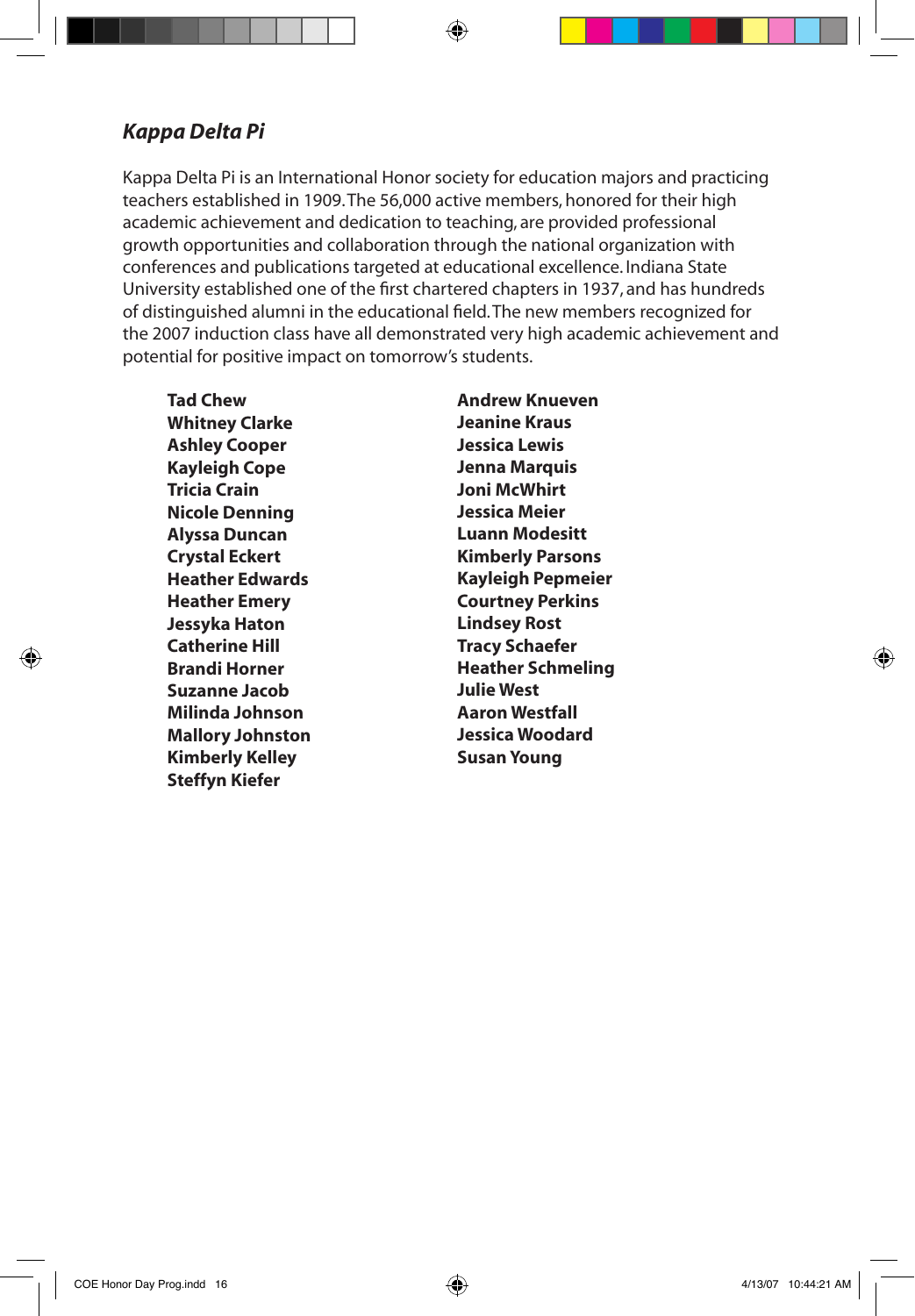## *Kappa Delta Pi*

Kappa Delta Pi is an International Honor society for education majors and practicing teachers established in 1909. The 56,000 active members, honored for their high academic achievement and dedication to teaching, are provided professional growth opportunities and collaboration through the national organization with conferences and publications targeted at educational excellence. Indiana State University established one of the first chartered chapters in 1937, and has hundreds of distinguished alumni in the educational field. The new members recognized for the 2007 induction class have all demonstrated very high academic achievement and potential for positive impact on tomorrow's students.

**Tad Chew**
**Whitney Clarke**
**Ashley Cooper**
**Kayleigh Cope**
**Tricia Crain**
**Nicole Denning**
**Alyssa Duncan**
**Crystal Eckert**
**Heather Edwards**
**Heather Emery**
**Jessyka Haton**
**Catherine Hill**
**Brandi Horner**
**Suzanne Jacob**
**Milinda Johnson**
**Mallory Johnston**
**Kimberly Kelley**
**Steffyn Kiefer**
**Andrew Knueven**
**Jeanine Kraus**
**Jessica Lewis**
**Jenna Marquis**
**Joni McWhirt**
**Jessica Meier**
**Luann Modesitt**
**Kimberly Parsons**
**Kayleigh Pepmeier**
**Courtney Perkins**
**Lindsey Rost**
**Tracy Schaefer**
**Heather Schmeling**
**Julie West**
**Aaron Westfall**
**Jessica Woodard**
**Susan Young**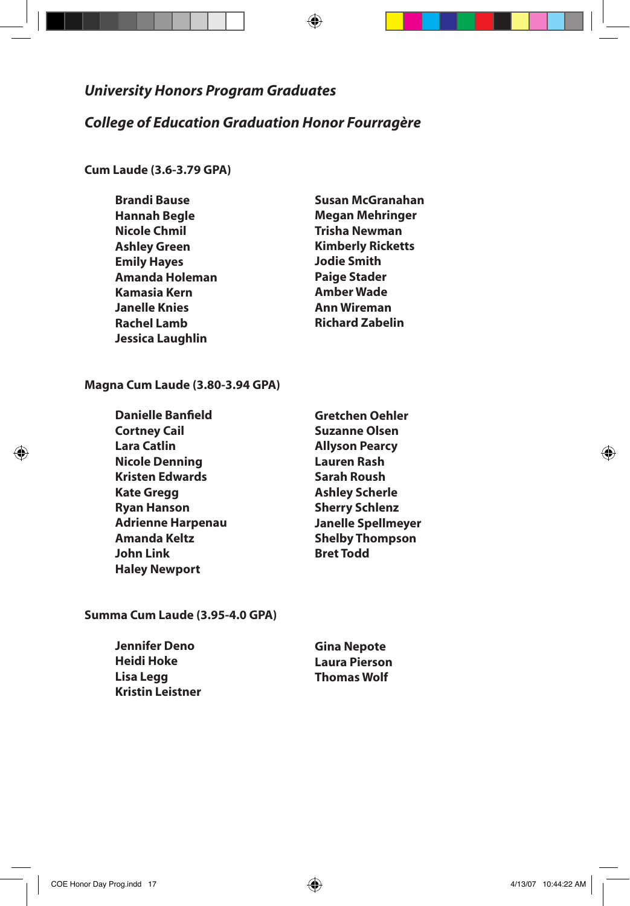*University Honors Program Graduates*

*College of Education Graduation Honor Fourragère*

**Cum Laude (3.6-3.79 GPA)**

**Brandi Bause**
**Hannah Begle**
**Nicole Chmil**
**Ashley Green**
**Emily Hayes**
**Amanda Holeman**
**Kamasia Kern**
**Janelle Knies**
**Rachel Lamb**
**Jessica Laughlin**
**Susan McGranahan**
**Megan Mehringer**
**Trisha Newman**
**Kimberly Ricketts**
**Jodie Smith**
**Paige Stader**
**Amber Wade**
**Ann Wireman**
**Richard Zabelin**

**Magna Cum Laude (3.80-3.94 GPA)**

**Danielle Banfield**
**Cortney Cail**
**Lara Catlin**
**Nicole Denning**
**Kristen Edwards**
**Kate Gregg**
**Ryan Hanson**
**Adrienne Harpenau**
**Amanda Keltz**
**John Link**
**Haley Newport**
**Gretchen Oehler**
**Suzanne Olsen**
**Allyson Pearcy**
**Lauren Rash**
**Sarah Roush**
**Ashley Scherle**
**Sherry Schlenz**
**Janelle Spellmeyer**
**Shelby Thompson**
**Bret Todd**

**Summa Cum Laude (3.95-4.0 GPA)**

**Jennifer Deno**
**Heidi Hoke**
**Lisa Legg**
**Kristin Leistner**
**Gina Nepote**
**Laura Pierson**
**Thomas Wolf**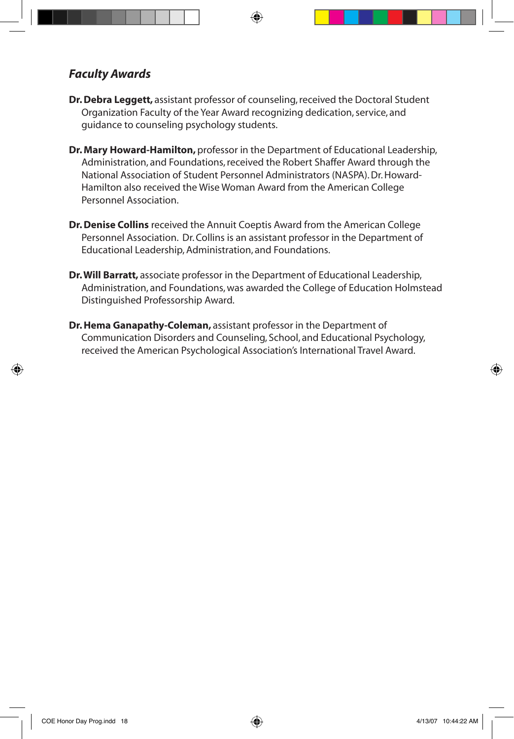### *Faculty Awards*

**Dr. Debra Leggett,** assistant professor of counseling, received the Doctoral Student Organization Faculty of the Year Award recognizing dedication, service, and guidance to counseling psychology students.

**Dr. Mary Howard-Hamilton,** professor in the Department of Educational Leadership, Administration, and Foundations, received the Robert Shaffer Award through the National Association of Student Personnel Administrators (NASPA). Dr. Howard-Hamilton also received the Wise Woman Award from the American College Personnel Association.

**Dr. Denise Collins** received the Annuit Coeptis Award from the American College Personnel Association. Dr. Collins is an assistant professor in the Department of Educational Leadership, Administration, and Foundations.

**Dr. Will Barratt,** associate professor in the Department of Educational Leadership, Administration, and Foundations, was awarded the College of Education Holmstead Distinguished Professorship Award.

**Dr. Hema Ganapathy-Coleman,** assistant professor in the Department of Communication Disorders and Counseling, School, and Educational Psychology, received the American Psychological Association's International Travel Award.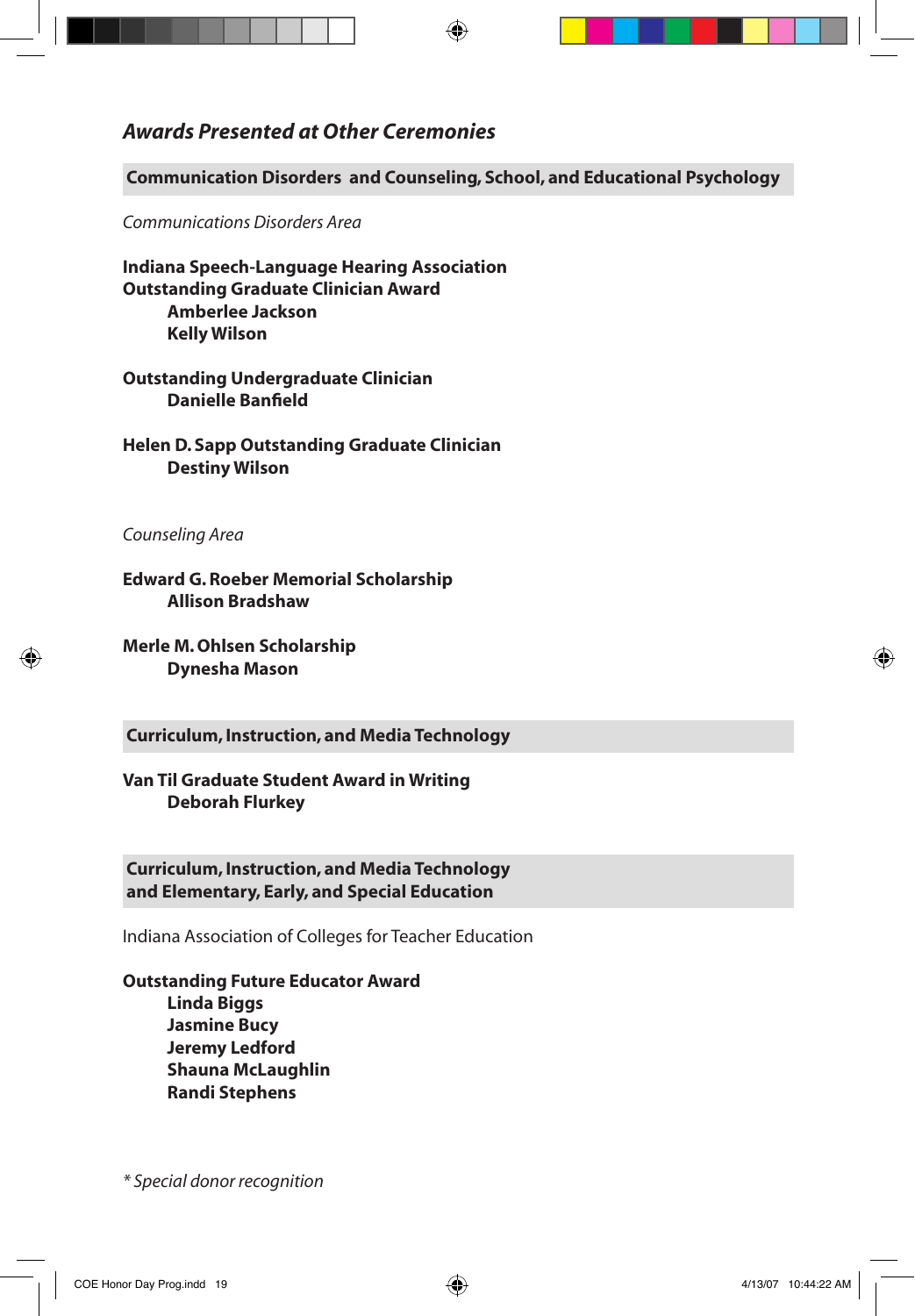## *Awards Presented at Other Ceremonies*

### Communication Disorders and Counseling, School, and Educational Psychology

*Communications Disorders Area*

**Indiana Speech-Language Hearing Association**
**Outstanding Graduate Clinician Award**

- **Amberlee Jackson**
- **Kelly Wilson**

**Outstanding Undergraduate Clinician**

- **Danielle Banfield**

**Helen D. Sapp Outstanding Graduate Clinician**

- **Destiny Wilson**

*Counseling Area*

**Edward G. Roeber Memorial Scholarship**

- **Allison Bradshaw**

**Merle M. Ohlsen Scholarship**

- **Dynesha Mason**

### Curriculum, Instruction, and Media Technology

**Van Til Graduate Student Award in Writing**

- **Deborah Flurkey**

### Curriculum, Instruction, and Media Technology and Elementary, Early, and Special Education

Indiana Association of Colleges for Teacher Education

**Outstanding Future Educator Award**

- **Linda Biggs**
- **Jasmine Bucy**
- **Jeremy Ledford**
- **Shauna McLaughlin**
- **Randi Stephens**

*\* Special donor recognition*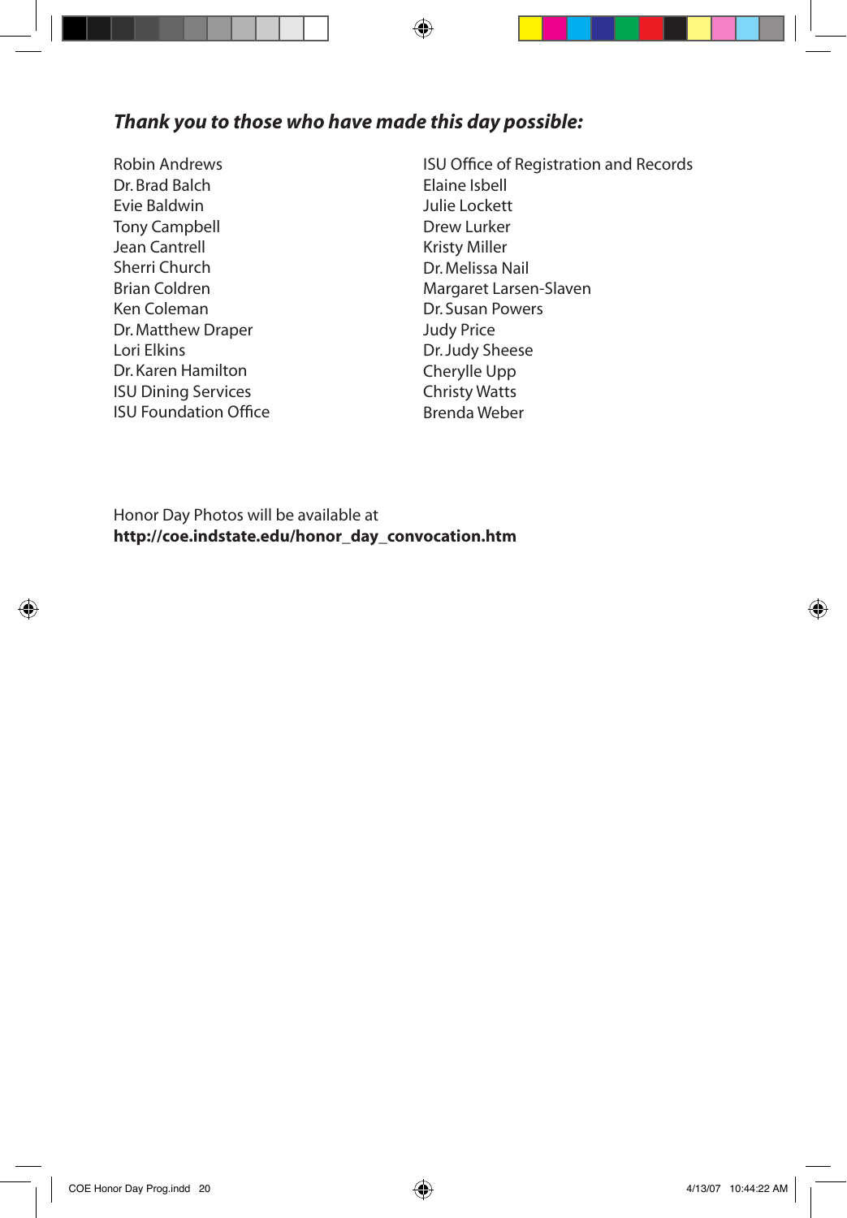***Thank you to those who have made this day possible:***

Robin Andrews
Dr. Brad Balch
Evie Baldwin
Tony Campbell
Jean Cantrell
Sherri Church
Brian Coldren
Ken Coleman
Dr. Matthew Draper
Lori Elkins
Dr. Karen Hamilton
ISU Dining Services
ISU Foundation Office
ISU Office of Registration and Records
Elaine Isbell
Julie Lockett
Drew Lurker
Kristy Miller
Dr. Melissa Nail
Margaret Larsen-Slaven
Dr. Susan Powers
Judy Price
Dr. Judy Sheese
Cherylle Upp
Christy Watts
Brenda Weber

Honor Day Photos will be available at
**http://coe.indstate.edu/honor_day_convocation.htm**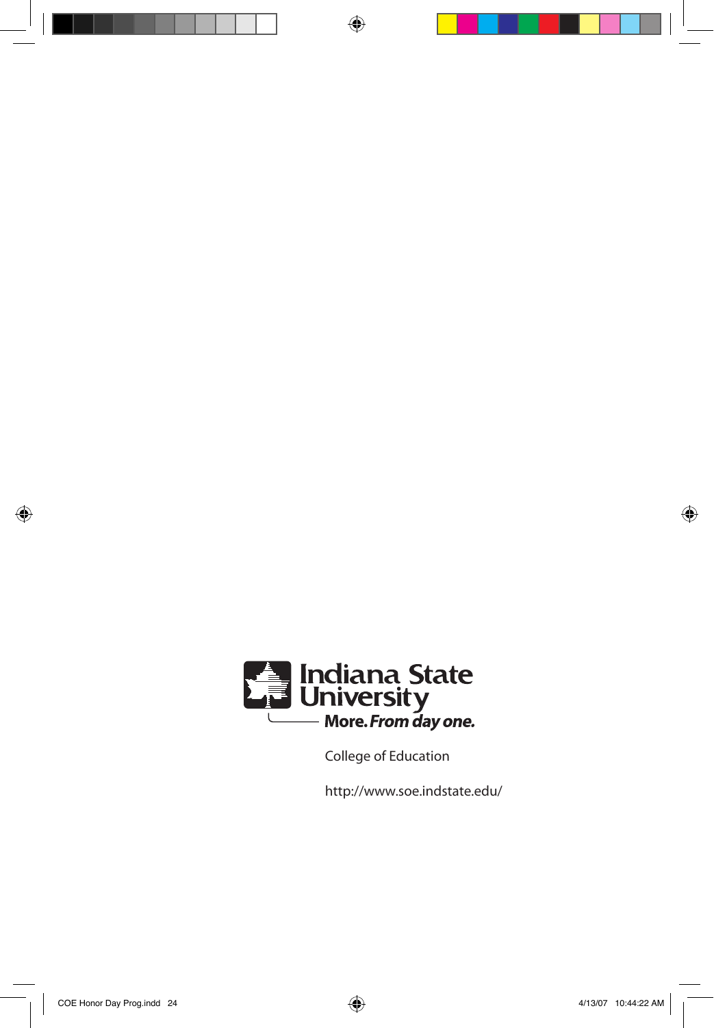Indiana State University

More. *From day one.*

College of Education

http://www.soe.indstate.edu/